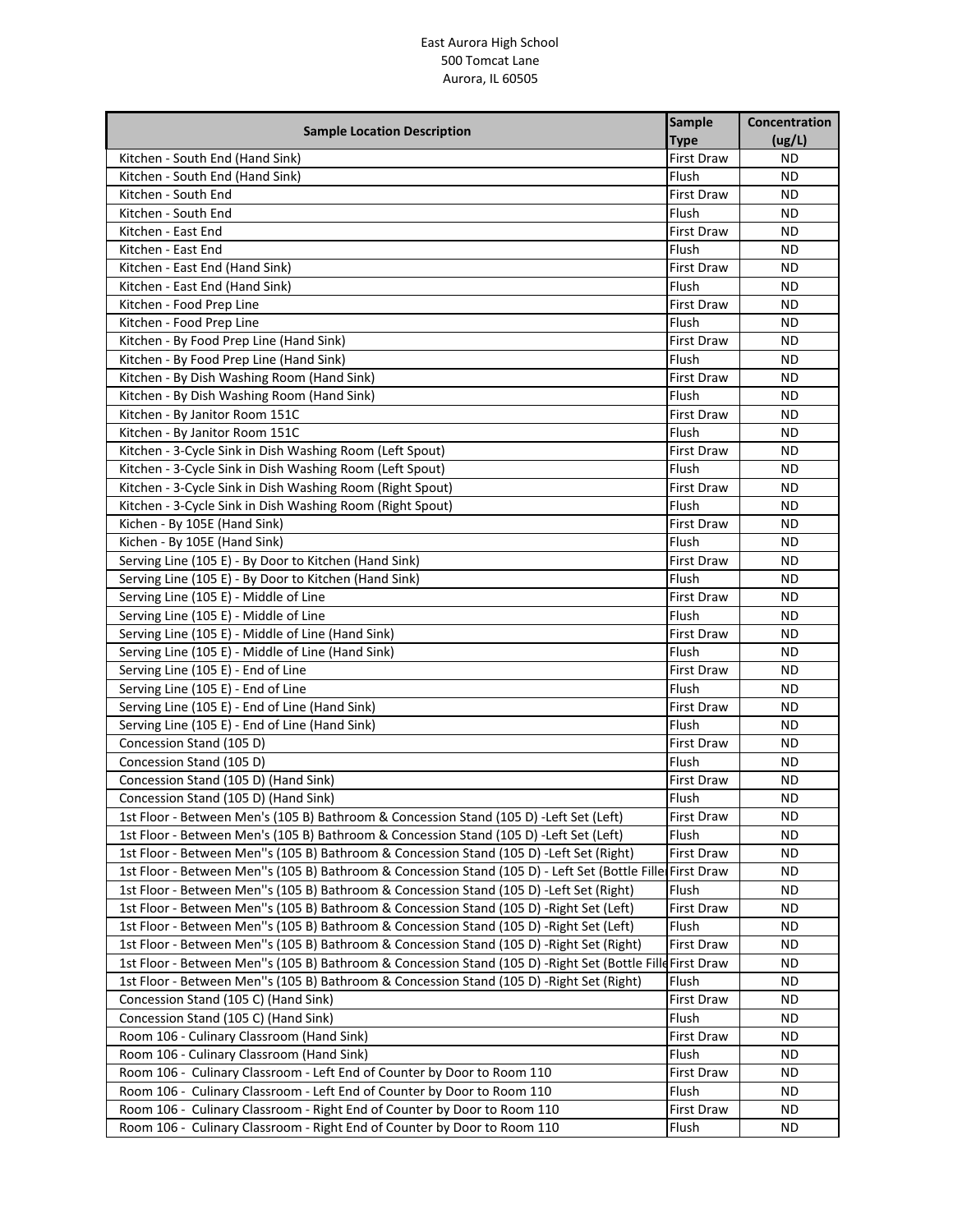East Aurora High School
500 Tomcat Lane
Aurora, IL 60505

| Sample Location Description | Sample Type | Concentration (ug/L) |
|---|---|---|
| Kitchen - South End (Hand Sink) | First Draw | ND |
| Kitchen - South End (Hand Sink) | Flush | ND |
| Kitchen - South End | First Draw | ND |
| Kitchen - South End | Flush | ND |
| Kitchen - East End | First Draw | ND |
| Kitchen - East End | Flush | ND |
| Kitchen - East End (Hand Sink) | First Draw | ND |
| Kitchen - East End (Hand Sink) | Flush | ND |
| Kitchen - Food Prep Line | First Draw | ND |
| Kitchen - Food Prep Line | Flush | ND |
| Kitchen - By Food Prep Line (Hand Sink) | First Draw | ND |
| Kitchen - By Food Prep Line (Hand Sink) | Flush | ND |
| Kitchen - By Dish Washing Room (Hand Sink) | First Draw | ND |
| Kitchen - By Dish Washing Room (Hand Sink) | Flush | ND |
| Kitchen - By Janitor Room 151C | First Draw | ND |
| Kitchen - By Janitor Room 151C | Flush | ND |
| Kitchen - 3-Cycle Sink in Dish Washing Room (Left Spout) | First Draw | ND |
| Kitchen - 3-Cycle Sink in Dish Washing Room (Left Spout) | Flush | ND |
| Kitchen - 3-Cycle Sink in Dish Washing Room (Right Spout) | First Draw | ND |
| Kitchen - 3-Cycle Sink in Dish Washing Room (Right Spout) | Flush | ND |
| Kichen - By 105E (Hand Sink) | First Draw | ND |
| Kichen - By 105E (Hand Sink) | Flush | ND |
| Serving Line (105 E) - By Door to Kitchen (Hand Sink) | First Draw | ND |
| Serving Line (105 E) - By Door to Kitchen (Hand Sink) | Flush | ND |
| Serving Line (105 E) - Middle of Line | First Draw | ND |
| Serving Line (105 E) - Middle of Line | Flush | ND |
| Serving Line (105 E) - Middle of Line (Hand Sink) | First Draw | ND |
| Serving Line (105 E) - Middle of Line (Hand Sink) | Flush | ND |
| Serving Line (105 E) - End of Line | First Draw | ND |
| Serving Line (105 E) - End of Line | Flush | ND |
| Serving Line (105 E) - End of Line (Hand Sink) | First Draw | ND |
| Serving Line (105 E) - End of Line (Hand Sink) | Flush | ND |
| Concession Stand (105 D) | First Draw | ND |
| Concession Stand (105 D) | Flush | ND |
| Concession Stand (105 D) (Hand Sink) | First Draw | ND |
| Concession Stand (105 D) (Hand Sink) | Flush | ND |
| 1st Floor - Between Men's (105 B) Bathroom & Concession Stand (105 D) -Left Set (Left) | First Draw | ND |
| 1st Floor - Between Men's (105 B) Bathroom & Concession Stand (105 D) -Left Set (Left) | Flush | ND |
| 1st Floor - Between Men''s (105 B) Bathroom & Concession Stand (105 D) -Left Set (Right) | First Draw | ND |
| 1st Floor - Between Men''s (105 B) Bathroom & Concession Stand (105 D) - Left Set (Bottle Fille | First Draw | ND |
| 1st Floor - Between Men''s (105 B) Bathroom & Concession Stand (105 D) -Left Set (Right) | Flush | ND |
| 1st Floor - Between Men''s (105 B) Bathroom & Concession Stand (105 D) -Right Set (Left) | First Draw | ND |
| 1st Floor - Between Men''s (105 B) Bathroom & Concession Stand (105 D) -Right Set (Left) | Flush | ND |
| 1st Floor - Between Men''s (105 B) Bathroom & Concession Stand (105 D) -Right Set (Right) | First Draw | ND |
| 1st Floor - Between Men''s (105 B) Bathroom & Concession Stand (105 D) -Right Set (Bottle Fille | First Draw | ND |
| 1st Floor - Between Men''s (105 B) Bathroom & Concession Stand (105 D) -Right Set (Right) | Flush | ND |
| Concession Stand (105 C) (Hand Sink) | First Draw | ND |
| Concession Stand (105 C) (Hand Sink) | Flush | ND |
| Room 106 - Culinary Classroom (Hand Sink) | First Draw | ND |
| Room 106 - Culinary Classroom (Hand Sink) | Flush | ND |
| Room 106 - Culinary Classroom - Left End of Counter by Door to Room 110 | First Draw | ND |
| Room 106 - Culinary Classroom - Left End of Counter by Door to Room 110 | Flush | ND |
| Room 106 - Culinary Classroom - Right End of Counter by Door to Room 110 | First Draw | ND |
| Room 106 - Culinary Classroom - Right End of Counter by Door to Room 110 | Flush | ND |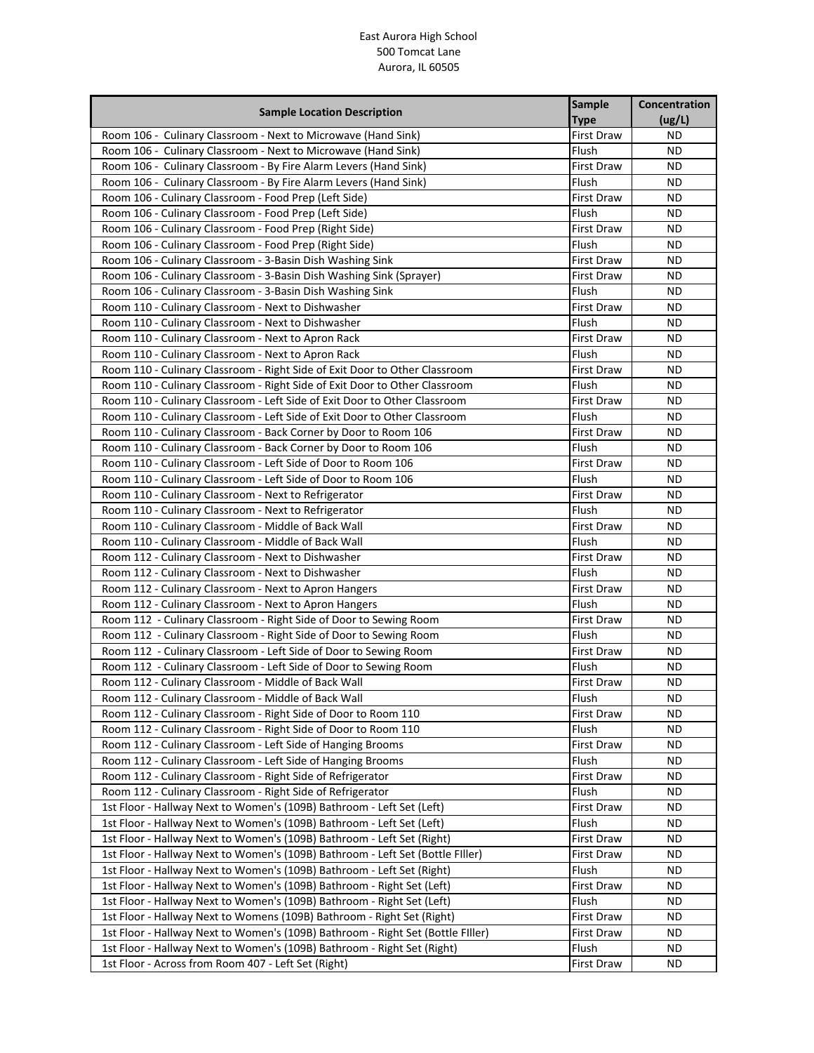East Aurora High School
500 Tomcat Lane
Aurora, IL 60505

| Sample Location Description | Sample Type | Concentration (ug/L) |
|---|---|---|
| Room 106 -  Culinary Classroom - Next to Microwave (Hand Sink) | First Draw | ND |
| Room 106 -  Culinary Classroom - Next to Microwave (Hand Sink) | Flush | ND |
| Room 106 -  Culinary Classroom - By Fire Alarm Levers (Hand Sink) | First Draw | ND |
| Room 106 -  Culinary Classroom - By Fire Alarm Levers (Hand Sink) | Flush | ND |
| Room 106 - Culinary Classroom - Food Prep (Left Side) | First Draw | ND |
| Room 106 - Culinary Classroom - Food Prep (Left Side) | Flush | ND |
| Room 106 - Culinary Classroom - Food Prep (Right Side) | First Draw | ND |
| Room 106 - Culinary Classroom - Food Prep (Right Side) | Flush | ND |
| Room 106 - Culinary Classroom - 3-Basin Dish Washing Sink | First Draw | ND |
| Room 106 - Culinary Classroom - 3-Basin Dish Washing Sink (Sprayer) | First Draw | ND |
| Room 106 - Culinary Classroom - 3-Basin Dish Washing Sink | Flush | ND |
| Room 110 - Culinary Classroom - Next to Dishwasher | First Draw | ND |
| Room 110 - Culinary Classroom - Next to Dishwasher | Flush | ND |
| Room 110 - Culinary Classroom - Next to Apron Rack | First Draw | ND |
| Room 110 - Culinary Classroom - Next to Apron Rack | Flush | ND |
| Room 110 - Culinary Classroom - Right Side of Exit Door to Other Classroom | First Draw | ND |
| Room 110 - Culinary Classroom - Right Side of Exit Door to Other Classroom | Flush | ND |
| Room 110 - Culinary Classroom - Left Side of Exit Door to Other Classroom | First Draw | ND |
| Room 110 - Culinary Classroom - Left Side of Exit Door to Other Classroom | Flush | ND |
| Room 110 - Culinary Classroom - Back Corner by Door to Room 106 | First Draw | ND |
| Room 110 - Culinary Classroom - Back Corner by Door to Room 106 | Flush | ND |
| Room 110 - Culinary Classroom - Left Side of Door to Room 106 | First Draw | ND |
| Room 110 - Culinary Classroom - Left Side of Door to Room 106 | Flush | ND |
| Room 110 - Culinary Classroom - Next to Refrigerator | First Draw | ND |
| Room 110 - Culinary Classroom - Next to Refrigerator | Flush | ND |
| Room 110 - Culinary Classroom - Middle of Back Wall | First Draw | ND |
| Room 110 - Culinary Classroom - Middle of Back Wall | Flush | ND |
| Room 112 - Culinary Classroom - Next to Dishwasher | First Draw | ND |
| Room 112 - Culinary Classroom - Next to Dishwasher | Flush | ND |
| Room 112 - Culinary Classroom - Next to Apron Hangers | First Draw | ND |
| Room 112 - Culinary Classroom - Next to Apron Hangers | Flush | ND |
| Room 112  - Culinary Classroom - Right Side of Door to Sewing Room | First Draw | ND |
| Room 112  - Culinary Classroom - Right Side of Door to Sewing Room | Flush | ND |
| Room 112  - Culinary Classroom - Left Side of Door to Sewing Room | First Draw | ND |
| Room 112  - Culinary Classroom - Left Side of Door to Sewing Room | Flush | ND |
| Room 112 - Culinary Classroom - Middle of Back Wall | First Draw | ND |
| Room 112 - Culinary Classroom - Middle of Back Wall | Flush | ND |
| Room 112 - Culinary Classroom - Right Side of Door to Room 110 | First Draw | ND |
| Room 112 - Culinary Classroom - Right Side of Door to Room 110 | Flush | ND |
| Room 112 - Culinary Classroom - Left Side of Hanging Brooms | First Draw | ND |
| Room 112 - Culinary Classroom - Left Side of Hanging Brooms | Flush | ND |
| Room 112 - Culinary Classroom - Right Side of Refrigerator | First Draw | ND |
| Room 112 - Culinary Classroom - Right Side of Refrigerator | Flush | ND |
| 1st Floor - Hallway Next to Women's (109B) Bathroom - Left Set (Left) | First Draw | ND |
| 1st Floor - Hallway Next to Women's (109B) Bathroom - Left Set (Left) | Flush | ND |
| 1st Floor - Hallway Next to Women's (109B) Bathroom - Left Set (Right) | First Draw | ND |
| 1st Floor - Hallway Next to Women's (109B) Bathroom - Left Set (Bottle FIller) | First Draw | ND |
| 1st Floor - Hallway Next to Women's (109B) Bathroom - Left Set (Right) | Flush | ND |
| 1st Floor - Hallway Next to Women's (109B) Bathroom - Right Set (Left) | First Draw | ND |
| 1st Floor - Hallway Next to Women's (109B) Bathroom - Right Set (Left) | Flush | ND |
| 1st Floor - Hallway Next to Womens (109B) Bathroom - Right Set (Right) | First Draw | ND |
| 1st Floor - Hallway Next to Women's (109B) Bathroom - Right Set (Bottle FIller) | First Draw | ND |
| 1st Floor - Hallway Next to Women's (109B) Bathroom - Right Set (Right) | Flush | ND |
| 1st Floor - Across from Room 407 - Left Set (Right) | First Draw | ND |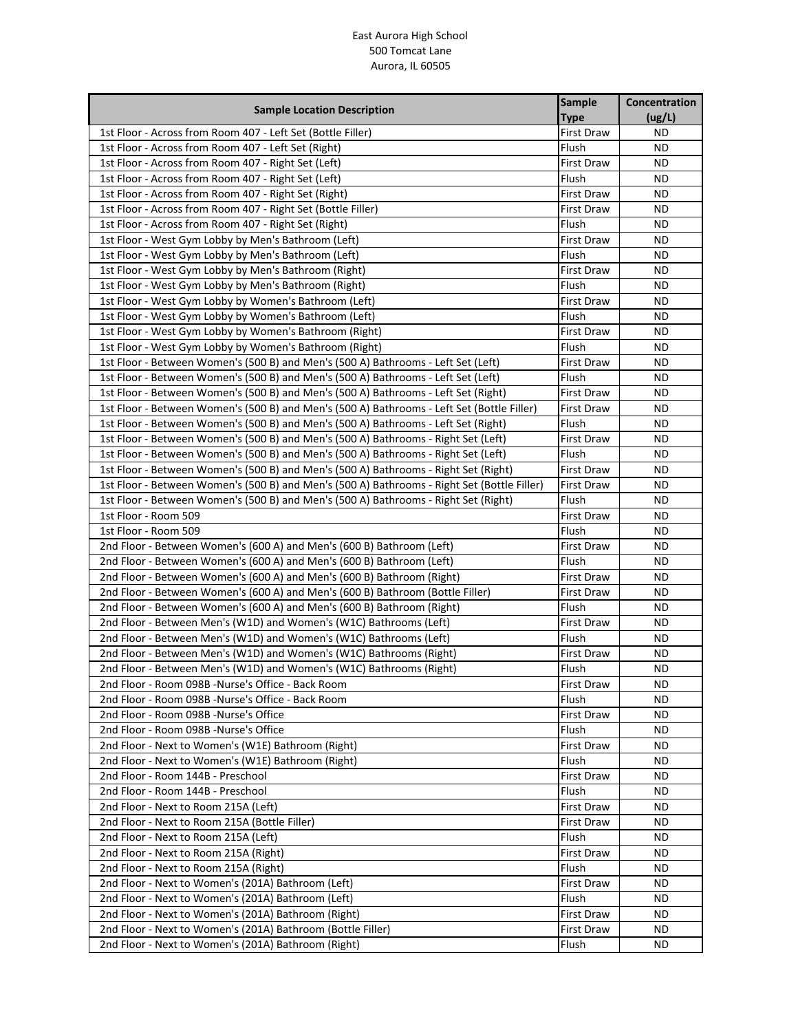East Aurora High School
500 Tomcat Lane
Aurora, IL 60505

| Sample Location Description | Sample Type | Concentration (ug/L) |
|---|---|---|
| 1st Floor - Across from Room 407 - Left Set (Bottle Filler) | First Draw | ND |
| 1st Floor - Across from Room 407 - Left Set (Right) | Flush | ND |
| 1st Floor - Across from Room 407 - Right Set (Left) | First Draw | ND |
| 1st Floor - Across from Room 407 - Right Set (Left) | Flush | ND |
| 1st Floor - Across from Room 407 - Right Set (Right) | First Draw | ND |
| 1st Floor - Across from Room 407 - Right Set (Bottle Filler) | First Draw | ND |
| 1st Floor - Across from Room 407 - Right Set (Right) | Flush | ND |
| 1st Floor - West Gym Lobby by Men's Bathroom (Left) | First Draw | ND |
| 1st Floor - West Gym Lobby by Men's Bathroom (Left) | Flush | ND |
| 1st Floor - West Gym Lobby by Men's Bathroom (Right) | First Draw | ND |
| 1st Floor - West Gym Lobby by Men's Bathroom (Right) | Flush | ND |
| 1st Floor - West Gym Lobby by Women's Bathroom (Left) | First Draw | ND |
| 1st Floor - West Gym Lobby by Women's Bathroom (Left) | Flush | ND |
| 1st Floor - West Gym Lobby by Women's Bathroom (Right) | First Draw | ND |
| 1st Floor - West Gym Lobby by Women's Bathroom (Right) | Flush | ND |
| 1st Floor - Between Women's (500 B) and Men's (500 A) Bathrooms - Left Set (Left) | First Draw | ND |
| 1st Floor - Between Women's (500 B) and Men's (500 A) Bathrooms - Left Set (Left) | Flush | ND |
| 1st Floor - Between Women's (500 B) and Men's (500 A) Bathrooms - Left Set (Right) | First Draw | ND |
| 1st Floor - Between Women's (500 B) and Men's (500 A) Bathrooms - Left Set (Bottle Filler) | First Draw | ND |
| 1st Floor - Between Women's (500 B) and Men's (500 A) Bathrooms - Left Set (Right) | Flush | ND |
| 1st Floor - Between Women's (500 B) and Men's (500 A) Bathrooms - Right Set (Left) | First Draw | ND |
| 1st Floor - Between Women's (500 B) and Men's (500 A) Bathrooms - Right Set (Left) | Flush | ND |
| 1st Floor - Between Women's (500 B) and Men's (500 A) Bathrooms - Right Set (Right) | First Draw | ND |
| 1st Floor - Between Women's (500 B) and Men's (500 A) Bathrooms - Right Set (Bottle Filler) | First Draw | ND |
| 1st Floor - Between Women's (500 B) and Men's (500 A) Bathrooms - Right Set (Right) | Flush | ND |
| 1st Floor - Room 509 | First Draw | ND |
| 1st Floor - Room 509 | Flush | ND |
| 2nd Floor - Between Women's (600 A) and Men's (600 B) Bathroom (Left) | First Draw | ND |
| 2nd Floor - Between Women's (600 A) and Men's (600 B) Bathroom (Left) | Flush | ND |
| 2nd Floor - Between Women's (600 A) and Men's (600 B) Bathroom (Right) | First Draw | ND |
| 2nd Floor - Between Women's (600 A) and Men's (600 B) Bathroom (Bottle Filler) | First Draw | ND |
| 2nd Floor - Between Women's (600 A) and Men's (600 B) Bathroom (Right) | Flush | ND |
| 2nd Floor - Between Men's (W1D) and Women's (W1C) Bathrooms (Left) | First Draw | ND |
| 2nd Floor - Between Men's (W1D) and Women's (W1C) Bathrooms (Left) | Flush | ND |
| 2nd Floor - Between Men's (W1D) and Women's (W1C) Bathrooms (Right) | First Draw | ND |
| 2nd Floor - Between Men's (W1D) and Women's (W1C) Bathrooms (Right) | Flush | ND |
| 2nd Floor - Room 098B -Nurse's Office - Back Room | First Draw | ND |
| 2nd Floor - Room 098B -Nurse's Office - Back Room | Flush | ND |
| 2nd Floor - Room 098B -Nurse's Office | First Draw | ND |
| 2nd Floor - Room 098B -Nurse's Office | Flush | ND |
| 2nd Floor - Next to Women's (W1E) Bathroom (Right) | First Draw | ND |
| 2nd Floor - Next to Women's (W1E) Bathroom (Right) | Flush | ND |
| 2nd Floor - Room 144B - Preschool | First Draw | ND |
| 2nd Floor - Room 144B - Preschool | Flush | ND |
| 2nd Floor - Next to Room 215A (Left) | First Draw | ND |
| 2nd Floor - Next to Room 215A (Bottle Filler) | First Draw | ND |
| 2nd Floor - Next to Room 215A (Left) | Flush | ND |
| 2nd Floor - Next to Room 215A (Right) | First Draw | ND |
| 2nd Floor - Next to Room 215A (Right) | Flush | ND |
| 2nd Floor - Next to Women's (201A) Bathroom (Left) | First Draw | ND |
| 2nd Floor - Next to Women's (201A) Bathroom (Left) | Flush | ND |
| 2nd Floor - Next to Women's (201A) Bathroom (Right) | First Draw | ND |
| 2nd Floor - Next to Women's (201A) Bathroom (Bottle Filler) | First Draw | ND |
| 2nd Floor - Next to Women's (201A) Bathroom (Right) | Flush | ND |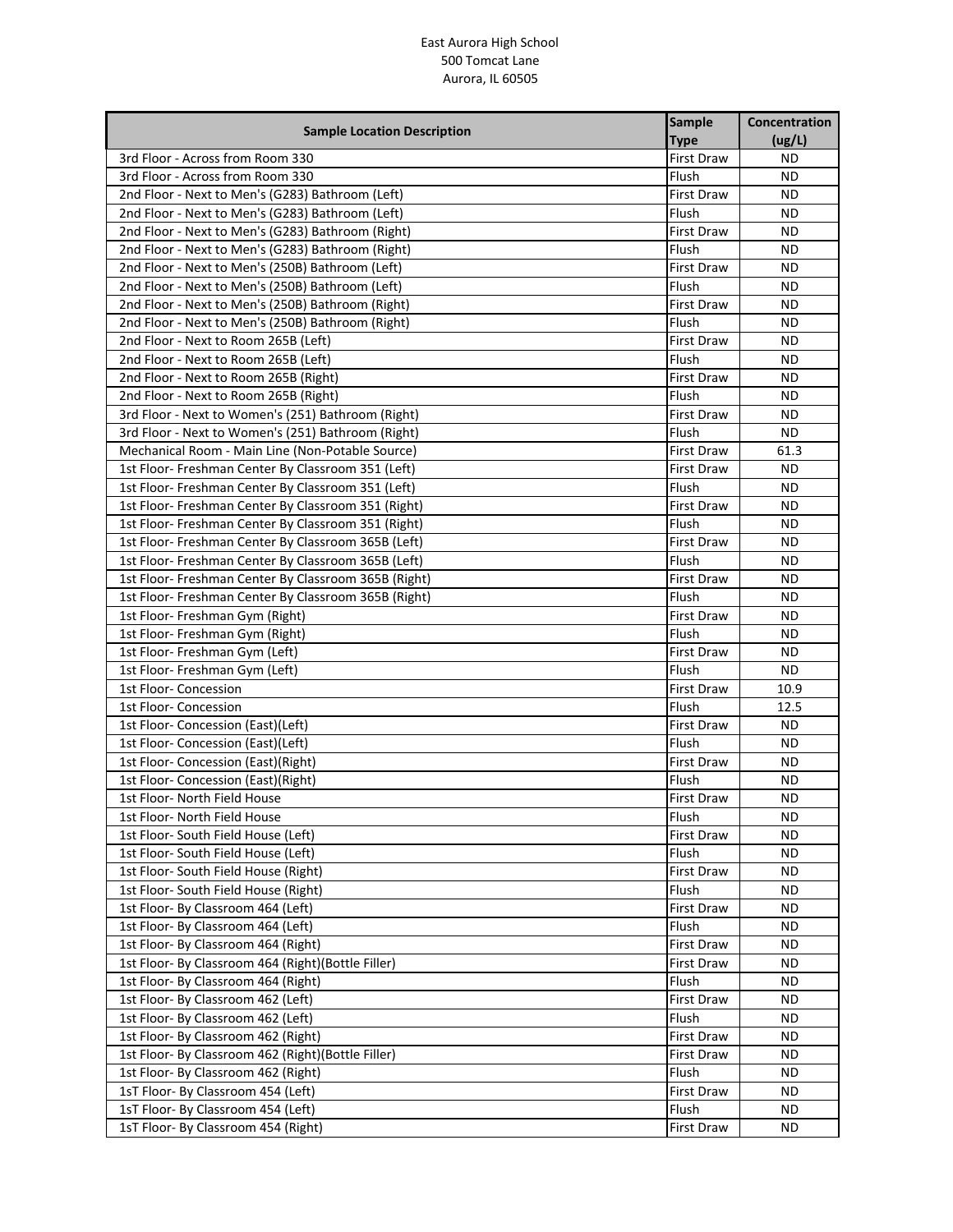East Aurora High School
500 Tomcat Lane
Aurora, IL 60505

| Sample Location Description | Sample Type | Concentration (ug/L) |
|---|---|---|
| 3rd Floor - Across from Room 330 | First Draw | ND |
| 3rd Floor - Across from Room 330 | Flush | ND |
| 2nd Floor - Next to Men's (G283) Bathroom (Left) | First Draw | ND |
| 2nd Floor - Next to Men's (G283) Bathroom (Left) | Flush | ND |
| 2nd Floor - Next to Men's (G283) Bathroom (Right) | First Draw | ND |
| 2nd Floor - Next to Men's (G283) Bathroom (Right) | Flush | ND |
| 2nd Floor - Next to Men's (250B) Bathroom (Left) | First Draw | ND |
| 2nd Floor - Next to Men's (250B) Bathroom (Left) | Flush | ND |
| 2nd Floor - Next to Men's (250B) Bathroom (Right) | First Draw | ND |
| 2nd Floor - Next to Men's (250B) Bathroom (Right) | Flush | ND |
| 2nd Floor - Next to Room 265B (Left) | First Draw | ND |
| 2nd Floor - Next to Room 265B (Left) | Flush | ND |
| 2nd Floor - Next to Room 265B (Right) | First Draw | ND |
| 2nd Floor - Next to Room 265B (Right) | Flush | ND |
| 3rd Floor - Next to Women's (251) Bathroom (Right) | First Draw | ND |
| 3rd Floor - Next to Women's (251) Bathroom (Right) | Flush | ND |
| Mechanical Room - Main Line (Non-Potable Source) | First Draw | 61.3 |
| 1st Floor- Freshman Center By Classroom 351 (Left) | First Draw | ND |
| 1st Floor- Freshman Center By Classroom 351 (Left) | Flush | ND |
| 1st Floor- Freshman Center By Classroom 351 (Right) | First Draw | ND |
| 1st Floor- Freshman Center By Classroom 351 (Right) | Flush | ND |
| 1st Floor- Freshman Center By Classroom 365B (Left) | First Draw | ND |
| 1st Floor- Freshman Center By Classroom 365B (Left) | Flush | ND |
| 1st Floor- Freshman Center By Classroom 365B (Right) | First Draw | ND |
| 1st Floor- Freshman Center By Classroom 365B (Right) | Flush | ND |
| 1st Floor- Freshman Gym (Right) | First Draw | ND |
| 1st Floor- Freshman Gym (Right) | Flush | ND |
| 1st Floor- Freshman Gym (Left) | First Draw | ND |
| 1st Floor- Freshman Gym (Left) | Flush | ND |
| 1st Floor- Concession | First Draw | 10.9 |
| 1st Floor- Concession | Flush | 12.5 |
| 1st Floor- Concession (East)(Left) | First Draw | ND |
| 1st Floor- Concession (East)(Left) | Flush | ND |
| 1st Floor- Concession (East)(Right) | First Draw | ND |
| 1st Floor- Concession (East)(Right) | Flush | ND |
| 1st Floor- North Field House | First Draw | ND |
| 1st Floor- North Field House | Flush | ND |
| 1st Floor- South Field House (Left) | First Draw | ND |
| 1st Floor- South Field House (Left) | Flush | ND |
| 1st Floor- South Field House (Right) | First Draw | ND |
| 1st Floor- South Field House (Right) | Flush | ND |
| 1st Floor- By Classroom 464 (Left) | First Draw | ND |
| 1st Floor- By Classroom 464 (Left) | Flush | ND |
| 1st Floor- By Classroom 464 (Right) | First Draw | ND |
| 1st Floor- By Classroom 464 (Right)(Bottle Filler) | First Draw | ND |
| 1st Floor- By Classroom 464 (Right) | Flush | ND |
| 1st Floor- By Classroom 462 (Left) | First Draw | ND |
| 1st Floor- By Classroom 462 (Left) | Flush | ND |
| 1st Floor- By Classroom 462 (Right) | First Draw | ND |
| 1st Floor- By Classroom 462 (Right)(Bottle Filler) | First Draw | ND |
| 1st Floor- By Classroom 462 (Right) | Flush | ND |
| 1sT Floor- By Classroom 454 (Left) | First Draw | ND |
| 1sT Floor- By Classroom 454 (Left) | Flush | ND |
| 1sT Floor- By Classroom 454 (Right) | First Draw | ND |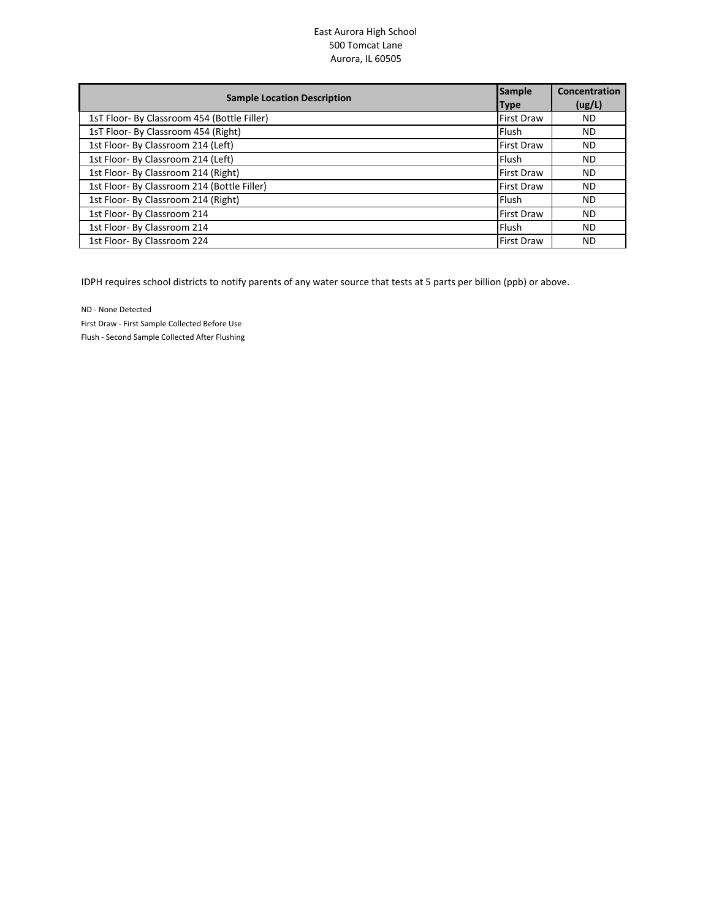East Aurora High School
500 Tomcat Lane
Aurora, IL 60505

| Sample Location Description | Sample Type | Concentration (ug/L) |
|---|---|---|
| 1sT Floor- By Classroom 454 (Bottle Filler) | First Draw | ND |
| 1sT Floor- By Classroom 454 (Right) | Flush | ND |
| 1st Floor- By Classroom 214 (Left) | First Draw | ND |
| 1st Floor- By Classroom 214 (Left) | Flush | ND |
| 1st Floor- By Classroom 214 (Right) | First Draw | ND |
| 1st Floor- By Classroom 214 (Bottle Filler) | First Draw | ND |
| 1st Floor- By Classroom 214 (Right) | Flush | ND |
| 1st Floor- By Classroom 214 | First Draw | ND |
| 1st Floor- By Classroom 214 | Flush | ND |
| 1st Floor- By Classroom 224 | First Draw | ND |

IDPH requires school districts to notify parents of any water source that tests at 5 parts per billion (ppb) or above.

ND - None Detected

First Draw - First Sample Collected Before Use

Flush - Second Sample Collected After Flushing